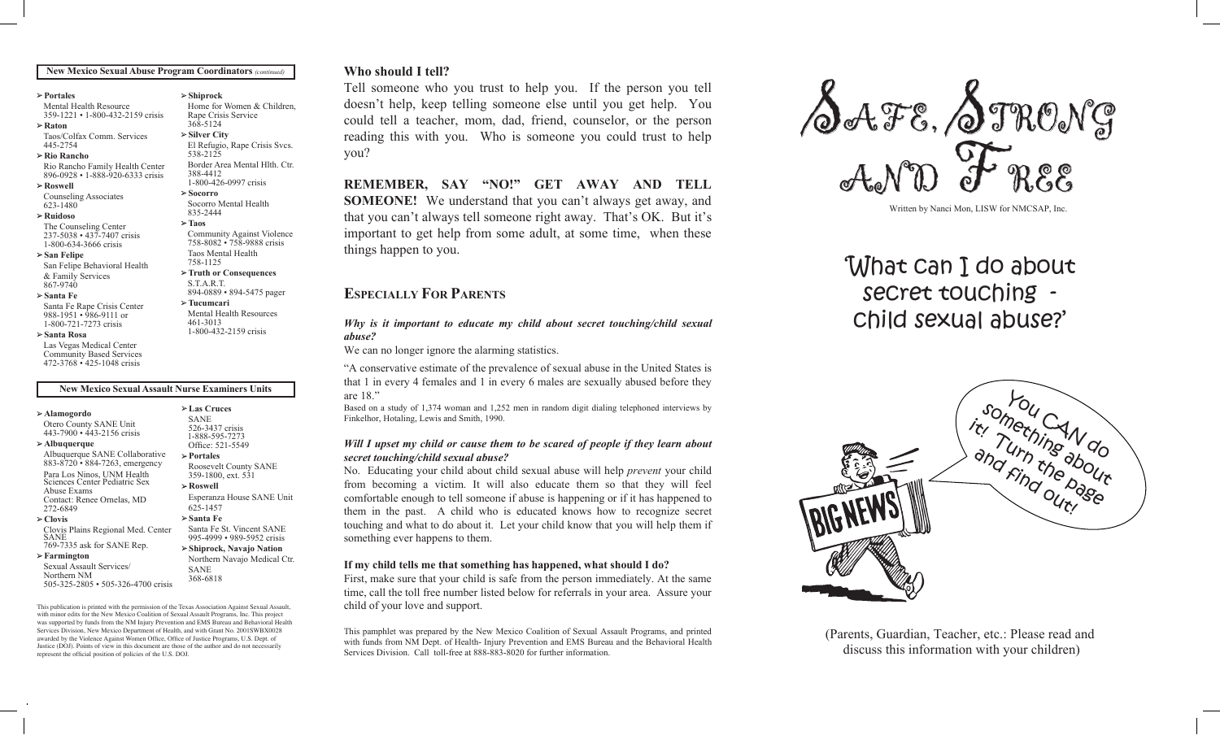### New Mexico Sexual Abuse Program Coordinators *(continued)*

- **Portales**
  Mental Health Resource
  359-1221 • 1-800-432-2159 crisis
- **Raton**
  Taos/Colfax Comm. Services
  445-2754
- **Rio Rancho**
  Rio Rancho Family Health Center
  896-0928 • 1-888-920-6333 crisis
- **Roswell**
  Counseling Associates
  623-1480
- **Ruidoso**
  The Counseling Center
  237-5038 • 437-7407 crisis
  1-800-634-3666 crisis
- **San Felipe**
  San Felipe Behavioral Health & Family Services
  867-9740
- **Santa Fe**
  Santa Fe Rape Crisis Center
  988-1951 • 986-9111 or
  1-800-721-7273 crisis
- **Santa Rosa**
  Las Vegas Medical Center
  Community Based Services
  472-3768 • 425-1048 crisis
- **Shiprock**
  Home for Women & Children, Rape Crisis Service
  368-5124
- **Silver City**
  El Refugio, Rape Crisis Svcs.
  538-2125
  Border Area Mental Hlth. Ctr.
  388-4412
  1-800-426-0997 crisis
- **Socorro**
  Socorro Mental Health
  835-2444
- **Taos**
  Community Against Violence
  758-8082 • 758-9888 crisis
  Taos Mental Health
  758-1125
- **Truth or Consequences**
  S.T.A.R.T.
  894-0889 • 894-5475 pager
- **Tucumcari**
  Mental Health Resources
  461-3013
  1-800-432-2159 crisis

### New Mexico Sexual Assault Nurse Examiners Units

- **Alamogordo**
  Otero County SANE Unit
  443-7900 • 443-2156 crisis
- **Albuquerque**
  Albuquerque SANE Collaborative
  883-8720 • 884-7263, emergency
  Para Los Ninos, UNM Health Sciences Center Pediatric Sex Abuse Exams
  Contact: Renee Ornelas, MD
  272-6849
- **Clovis**
  Clovis Plains Regional Med. Center SANE
  769-7335 ask for SANE Rep.
- **Farmington**
  Sexual Assault Services/ Northern NM
  505-325-2805 • 505-326-4700 crisis
- **Las Cruces**
  SANE
  526-3437 crisis
  1-888-595-7273
  Office: 521-5549
- **Portales**
  Roosevelt County SANE
  359-1800, ext. 531
- **Roswell**
  Esperanza House SANE Unit
  625-1457
- **Santa Fe**
  Santa Fe St. Vincent SANE
  995-4999 • 989-5952 crisis
- **Shiprock, Navajo Nation**
  Northern Navajo Medical Ctr. SANE
  368-6818

This publication is printed with the permission of the Texas Association Against Sexual Assault, with minor edits for the New Mexico Coalition of Sexual Assault Programs, Inc. This project was supported by funds from the NM Injury Prevention and EMS Bureau and Behavioral Health Services Division, New Mexico Department of Health, and with Grant No. 2001SWBX0028 awarded by the Violence Against Women Office, Office of Justice Programs, U.S. Dept. of Justice (DOJ). Points of view in this document are those of the author and do not necessarily represent the official position of policies of the U.S. DOJ.

## Who should I tell?

Tell someone who you trust to help you. If the person you tell doesn't help, keep telling someone else until you get help. You could tell a teacher, mom, dad, friend, counselor, or the person reading this with you. Who is someone you could trust to help you?

**REMEMBER, SAY "NO!" GET AWAY AND TELL SOMEONE!** We understand that you can't always get away, and that you can't always tell someone right away. That's OK. But it's important to get help from some adult, at some time, when these things happen to you.

## Especially For Parents

***Why is it important to educate my child about secret touching/child sexual abuse?***

We can no longer ignore the alarming statistics.

"A conservative estimate of the prevalence of sexual abuse in the United States is that 1 in every 4 females and 1 in every 6 males are sexually abused before they are 18."

Based on a study of 1,374 woman and 1,252 men in random digit dialing telephoned interviews by Finkelhor, Hotaling, Lewis and Smith, 1990.

***Will I upset my child or cause them to be scared of people if they learn about secret touching/child sexual abuse?***

No. Educating your child about child sexual abuse will help *prevent* your child from becoming a victim. It will also educate them so that they will feel comfortable enough to tell someone if abuse is happening or if it has happened to them in the past. A child who is educated knows how to recognize secret touching and what to do about it. Let your child know that you will help them if something ever happens to them.

**If my child tells me that something has happened, what should I do?**

First, make sure that your child is safe from the person immediately. At the same time, call the toll free number listed below for referrals in your area. Assure your child of your love and support.

This pamphlet was prepared by the New Mexico Coalition of Sexual Assault Programs, and printed with funds from NM Dept. of Health- Injury Prevention and EMS Bureau and the Behavioral Health Services Division. Call toll-free at 888-883-8020 for further information.

# Safe, Strong and Free

Written by Nanci Mon, LISW for NMCSAP, Inc.

## 'What can I do about secret touching - child sexual abuse?'

You CAN do something about it! Turn the page and find out!

BIG NEWS

(Parents, Guardian, Teacher, etc.: Please read and discuss this information with your children)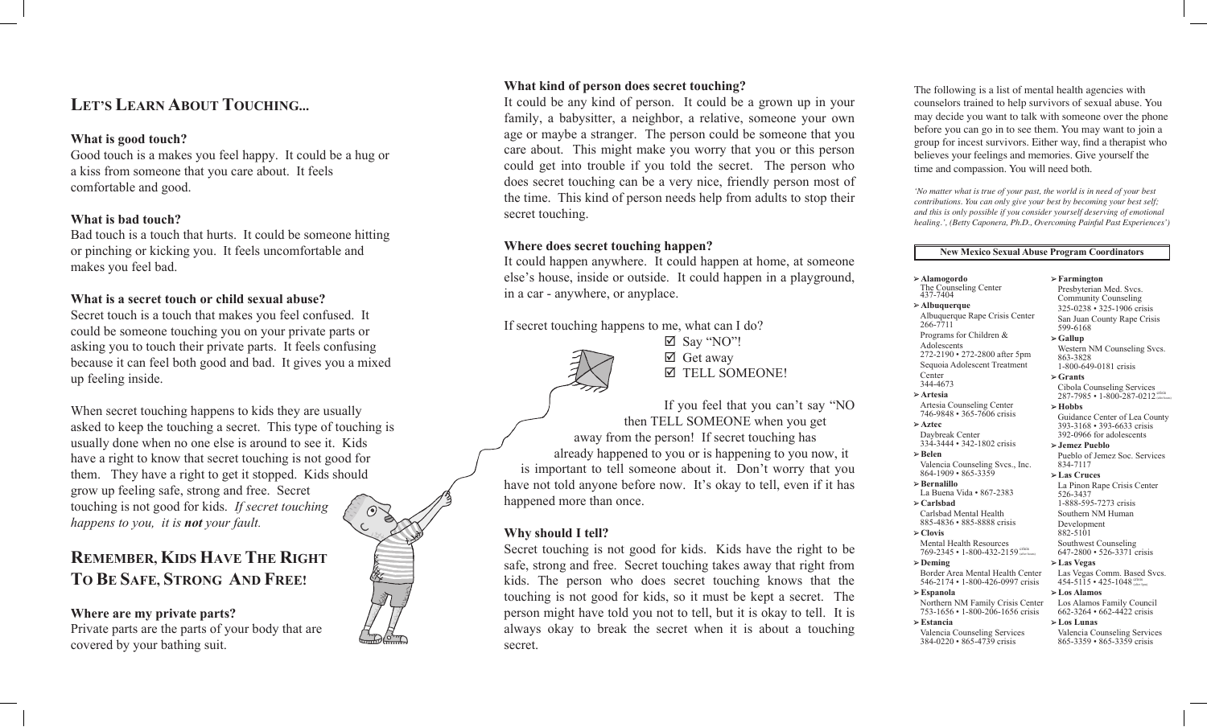## Let's Learn About Touching...

### What is good touch?

Good touch is a makes you feel happy. It could be a hug or a kiss from someone that you care about. It feels comfortable and good.

### What is bad touch?

Bad touch is a touch that hurts. It could be someone hitting or pinching or kicking you. It feels uncomfortable and makes you feel bad.

### What is a secret touch or child sexual abuse?

Secret touch is a touch that makes you feel confused. It could be someone touching you on your private parts or asking you to touch their private parts. It feels confusing because it can feel both good and bad. It gives you a mixed up feeling inside.

When secret touching happens to kids they are usually asked to keep the touching a secret. This type of touching is usually done when no one else is around to see it. Kids have a right to know that secret touching is not good for them. They have a right to get it stopped. Kids should grow up feeling safe, strong and free. Secret touching is not good for kids. *If secret touching happens to you, it is **not** your fault.*

## Remember, Kids Have The Right To Be Safe, Strong And Free!

### Where are my private parts?

Private parts are the parts of your body that are covered by your bathing suit.

### What kind of person does secret touching?

It could be any kind of person. It could be a grown up in your family, a babysitter, a neighbor, a relative, someone your own age or maybe a stranger. The person could be someone that you care about. This might make you worry that you or this person could get into trouble if you told the secret. The person who does secret touching can be a very nice, friendly person most of the time. This kind of person needs help from adults to stop their secret touching.

### Where does secret touching happen?

It could happen anywhere. It could happen at home, at someone else's house, inside or outside. It could happen in a playground, in a car - anywhere, or anyplace.

If secret touching happens to me, what can I do?

- ☑ Say "NO"!
- ☑ Get away
- ☑ TELL SOMEONE!

If you feel that you can't say "NO then TELL SOMEONE when you get away from the person! If secret touching has already happened to you or is happening to you now, it is important to tell someone about it. Don't worry that you have not told anyone before now. It's okay to tell, even if it has happened more than once.

### Why should I tell?

Secret touching is not good for kids. Kids have the right to be safe, strong and free. Secret touching takes away that right from kids. The person who does secret touching knows that the touching is not good for kids, so it must be kept a secret. The person might have told you not to tell, but it is okay to tell. It is always okay to break the secret when it is about a touching secret.

The following is a list of mental health agencies with counselors trained to help survivors of sexual abuse. You may decide you want to talk with someone over the phone before you can go in to see them. You may want to join a group for incest survivors. Either way, find a therapist who believes your feelings and memories. Give yourself the time and compassion. You will need both.

*'No matter what is true of your past, the world is in need of your best contributions. You can only give your best by becoming your best self; and this is only possible if you consider yourself deserving of emotional healing.', (Betty Caponera, Ph.D., Overcoming Painful Past Experiences')*

**New Mexico Sexual Abuse Program Coordinators**

- **Alamogordo**
  The Counseling Center
  437-7404
- **Albuquerque**
  Albuquerque Rape Crisis Center
  266-7711
  Programs for Children & Adolescents
  272-2190 • 272-2800 after 5pm
  Sequoia Adolescent Treatment Center
  344-4673
- **Artesia**
  Artesia Counseling Center
  746-9848 • 365-7606 crisis
- **Aztec**
  Daybreak Center
  334-3444 • 342-1802 crisis
- **Belen**
  Valencia Counseling Svcs., Inc.
  864-1909 • 865-3359
- **Bernalillo**
  La Buena Vida • 867-2383
- **Carlsbad**
  Carlsbad Mental Health
  885-4836 • 885-8888 crisis
- **Clovis**
  Mental Health Resources
  769-2345 • 1-800-432-2159 crisis (after hours)
- **Deming**
  Border Area Mental Health Center
  546-2174 • 1-800-426-0997 crisis
- **Espanola**
  Northern NM Family Crisis Center
  753-1656 • 1-800-206-1656 crisis
- **Estancia**
  Valencia Counseling Services
  384-0220 • 865-4739 crisis
- **Farmington**
  Presbyterian Med. Svcs. Community Counseling
  325-0238 • 325-1906 crisis
  San Juan County Rape Crisis
  599-6168
- **Gallup**
  Western NM Counseling Svcs.
  863-3828
  1-800-649-0181 crisis
- **Grants**
  Cibola Counseling Services
  287-7985 • 1-800-287-0212 crisis (after hours)
- **Hobbs**
  Guidance Center of Lea County
  393-3168 • 393-6633 crisis
  392-0966 for adolescents
- **Jemez Pueblo**
  Pueblo of Jemez Soc. Services
  834-7117
- **Las Cruces**
  La Pinon Rape Crisis Center
  526-3437
  1-888-595-7273 crisis
  Southern NM Human Development
  882-5101
  Southwest Counseling
  647-2800 • 526-3371 crisis
- **Las Vegas**
  Las Vegas Comm. Based Svcs.
  454-5115 • 425-1048 crisis (after 5pm)
- **Los Alamos**
  Los Alamos Family Council
  662-3264 • 662-4422 crisis
- **Los Lunas**
  Valencia Counseling Services
  865-3359 • 865-3359 crisis